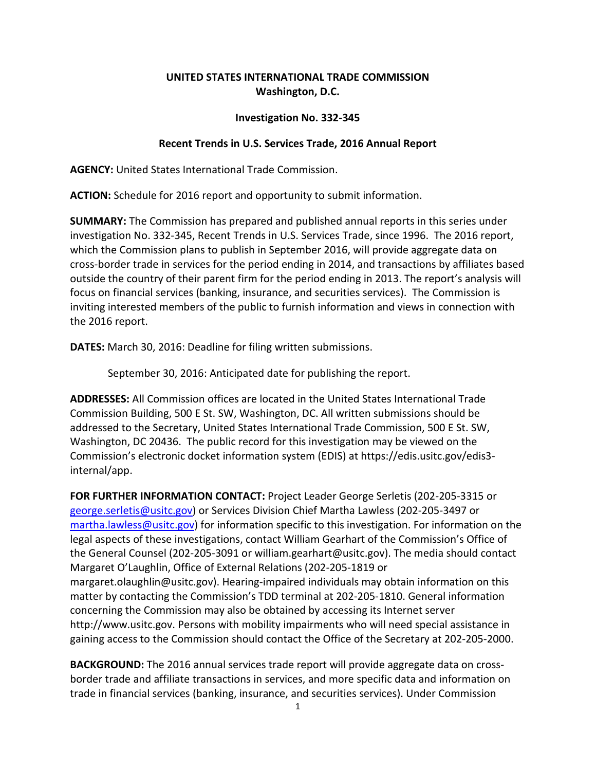**UNITED STATES INTERNATIONAL TRADE COMMISSION**
**Washington, D.C.**

**Investigation No. 332-345**

**Recent Trends in U.S. Services Trade, 2016 Annual Report**

**AGENCY:** United States International Trade Commission.

**ACTION:** Schedule for 2016 report and opportunity to submit information.

**SUMMARY:** The Commission has prepared and published annual reports in this series under investigation No. 332-345, Recent Trends in U.S. Services Trade, since 1996. The 2016 report, which the Commission plans to publish in September 2016, will provide aggregate data on cross-border trade in services for the period ending in 2014, and transactions by affiliates based outside the country of their parent firm for the period ending in 2013. The report's analysis will focus on financial services (banking, insurance, and securities services). The Commission is inviting interested members of the public to furnish information and views in connection with the 2016 report.

**DATES:** March 30, 2016: Deadline for filing written submissions.

September 30, 2016: Anticipated date for publishing the report.

**ADDRESSES:** All Commission offices are located in the United States International Trade Commission Building, 500 E St. SW, Washington, DC. All written submissions should be addressed to the Secretary, United States International Trade Commission, 500 E St. SW, Washington, DC 20436. The public record for this investigation may be viewed on the Commission's electronic docket information system (EDIS) at https://edis.usitc.gov/edis3-internal/app.

**FOR FURTHER INFORMATION CONTACT:** Project Leader George Serletis (202-205-3315 or george.serletis@usitc.gov) or Services Division Chief Martha Lawless (202-205-3497 or martha.lawless@usitc.gov) for information specific to this investigation. For information on the legal aspects of these investigations, contact William Gearhart of the Commission's Office of the General Counsel (202-205-3091 or william.gearhart@usitc.gov). The media should contact Margaret O'Laughlin, Office of External Relations (202-205-1819 or margaret.olaughlin@usitc.gov). Hearing-impaired individuals may obtain information on this matter by contacting the Commission's TDD terminal at 202-205-1810. General information concerning the Commission may also be obtained by accessing its Internet server http://www.usitc.gov. Persons with mobility impairments who will need special assistance in gaining access to the Commission should contact the Office of the Secretary at 202-205-2000.

**BACKGROUND:** The 2016 annual services trade report will provide aggregate data on cross-border trade and affiliate transactions in services, and more specific data and information on trade in financial services (banking, insurance, and securities services). Under Commission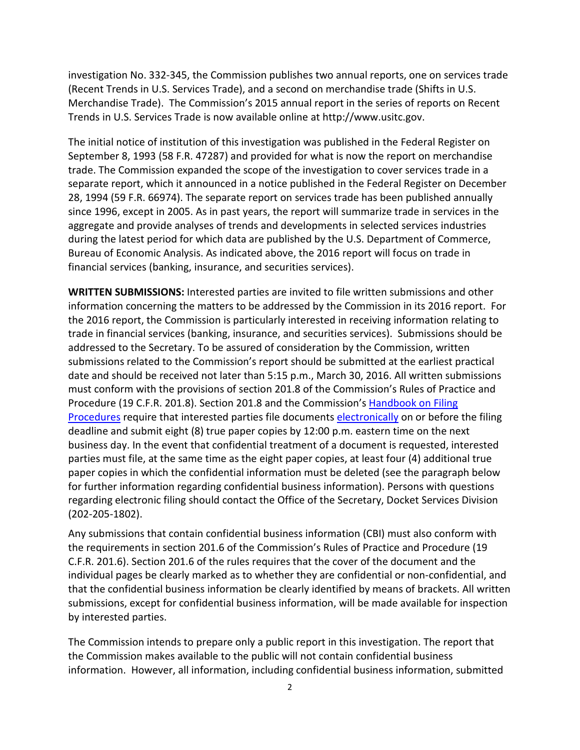investigation No. 332-345, the Commission publishes two annual reports, one on services trade (Recent Trends in U.S. Services Trade), and a second on merchandise trade (Shifts in U.S. Merchandise Trade). The Commission's 2015 annual report in the series of reports on Recent Trends in U.S. Services Trade is now available online at http://www.usitc.gov.

The initial notice of institution of this investigation was published in the Federal Register on September 8, 1993 (58 F.R. 47287) and provided for what is now the report on merchandise trade. The Commission expanded the scope of the investigation to cover services trade in a separate report, which it announced in a notice published in the Federal Register on December 28, 1994 (59 F.R. 66974). The separate report on services trade has been published annually since 1996, except in 2005. As in past years, the report will summarize trade in services in the aggregate and provide analyses of trends and developments in selected services industries during the latest period for which data are published by the U.S. Department of Commerce, Bureau of Economic Analysis. As indicated above, the 2016 report will focus on trade in financial services (banking, insurance, and securities services).

**WRITTEN SUBMISSIONS:** Interested parties are invited to file written submissions and other information concerning the matters to be addressed by the Commission in its 2016 report. For the 2016 report, the Commission is particularly interested in receiving information relating to trade in financial services (banking, insurance, and securities services). Submissions should be addressed to the Secretary. To be assured of consideration by the Commission, written submissions related to the Commission's report should be submitted at the earliest practical date and should be received not later than 5:15 p.m., March 30, 2016. All written submissions must conform with the provisions of section 201.8 of the Commission's Rules of Practice and Procedure (19 C.F.R. 201.8). Section 201.8 and the Commission's Handbook on Filing Procedures require that interested parties file documents electronically on or before the filing deadline and submit eight (8) true paper copies by 12:00 p.m. eastern time on the next business day. In the event that confidential treatment of a document is requested, interested parties must file, at the same time as the eight paper copies, at least four (4) additional true paper copies in which the confidential information must be deleted (see the paragraph below for further information regarding confidential business information). Persons with questions regarding electronic filing should contact the Office of the Secretary, Docket Services Division (202-205-1802).

Any submissions that contain confidential business information (CBI) must also conform with the requirements in section 201.6 of the Commission's Rules of Practice and Procedure (19 C.F.R. 201.6). Section 201.6 of the rules requires that the cover of the document and the individual pages be clearly marked as to whether they are confidential or non-confidential, and that the confidential business information be clearly identified by means of brackets. All written submissions, except for confidential business information, will be made available for inspection by interested parties.

The Commission intends to prepare only a public report in this investigation. The report that the Commission makes available to the public will not contain confidential business information. However, all information, including confidential business information, submitted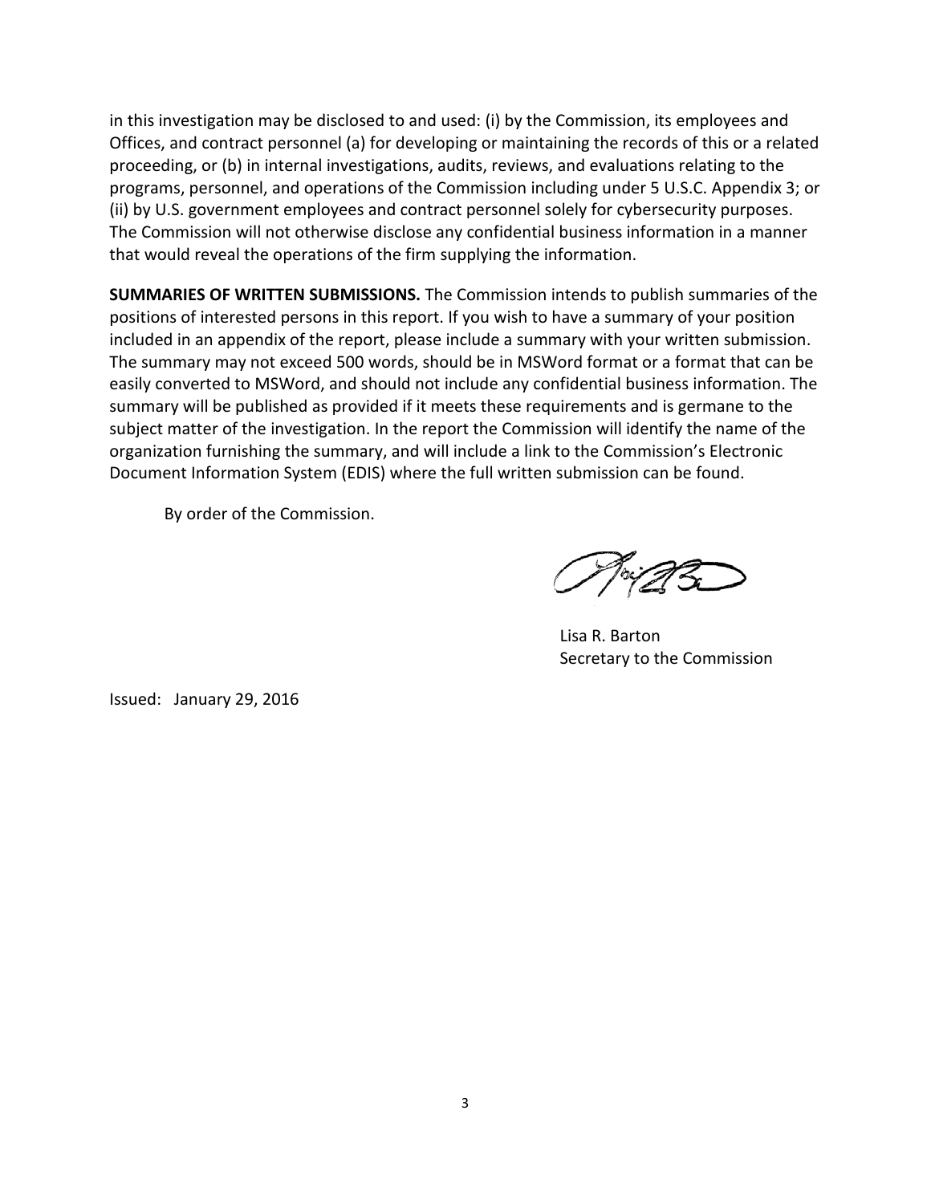in this investigation may be disclosed to and used: (i) by the Commission, its employees and Offices, and contract personnel (a) for developing or maintaining the records of this or a related proceeding, or (b) in internal investigations, audits, reviews, and evaluations relating to the programs, personnel, and operations of the Commission including under 5 U.S.C. Appendix 3; or (ii) by U.S. government employees and contract personnel solely for cybersecurity purposes. The Commission will not otherwise disclose any confidential business information in a manner that would reveal the operations of the firm supplying the information.

**SUMMARIES OF WRITTEN SUBMISSIONS.** The Commission intends to publish summaries of the positions of interested persons in this report. If you wish to have a summary of your position included in an appendix of the report, please include a summary with your written submission. The summary may not exceed 500 words, should be in MSWord format or a format that can be easily converted to MSWord, and should not include any confidential business information. The summary will be published as provided if it meets these requirements and is germane to the subject matter of the investigation. In the report the Commission will identify the name of the organization furnishing the summary, and will include a link to the Commission's Electronic Document Information System (EDIS) where the full written submission can be found.

By order of the Commission.

Lisa R. Barton
Secretary to the Commission

Issued: January 29, 2016